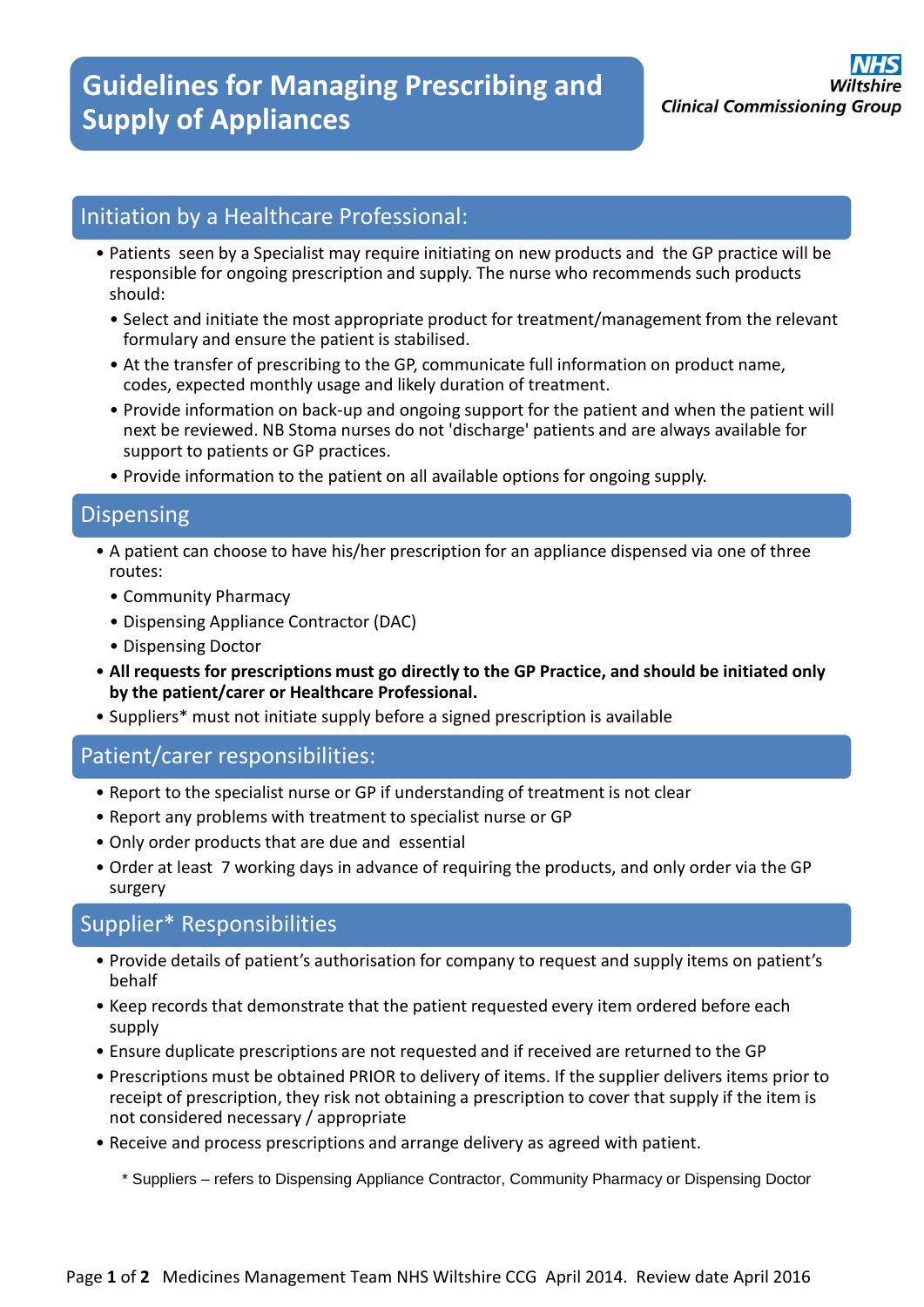# Guidelines for Managing Prescribing and Supply of Appliances

NHS
Wiltshire
Clinical Commissioning Group

## Initiation by a Healthcare Professional:

- Patients seen by a Specialist may require initiating on new products and the GP practice will be responsible for ongoing prescription and supply. The nurse who recommends such products should:
  - Select and initiate the most appropriate product for treatment/management from the relevant formulary and ensure the patient is stabilised.
  - At the transfer of prescribing to the GP, communicate full information on product name, codes, expected monthly usage and likely duration of treatment.
  - Provide information on back-up and ongoing support for the patient and when the patient will next be reviewed. NB Stoma nurses do not 'discharge' patients and are always available for support to patients or GP practices.
  - Provide information to the patient on all available options for ongoing supply.

## Dispensing

- A patient can choose to have his/her prescription for an appliance dispensed via one of three routes:
  - Community Pharmacy
  - Dispensing Appliance Contractor (DAC)
  - Dispensing Doctor
- **All requests for prescriptions must go directly to the GP Practice, and should be initiated only by the patient/carer or Healthcare Professional.**
- Suppliers* must not initiate supply before a signed prescription is available

## Patient/carer responsibilities:

- Report to the specialist nurse or GP if understanding of treatment is not clear
- Report any problems with treatment to specialist nurse or GP
- Only order products that are due and essential
- Order at least 7 working days in advance of requiring the products, and only order via the GP surgery

## Supplier* Responsibilities

- Provide details of patient's authorisation for company to request and supply items on patient's behalf
- Keep records that demonstrate that the patient requested every item ordered before each supply
- Ensure duplicate prescriptions are not requested and if received are returned to the GP
- Prescriptions must be obtained PRIOR to delivery of items. If the supplier delivers items prior to receipt of prescription, they risk not obtaining a prescription to cover that supply if the item is not considered necessary / appropriate
- Receive and process prescriptions and arrange delivery as agreed with patient.

\* Suppliers – refers to Dispensing Appliance Contractor, Community Pharmacy or Dispensing Doctor

Medicines Management Team NHS Wiltshire CCG April 2014. Review date April 2016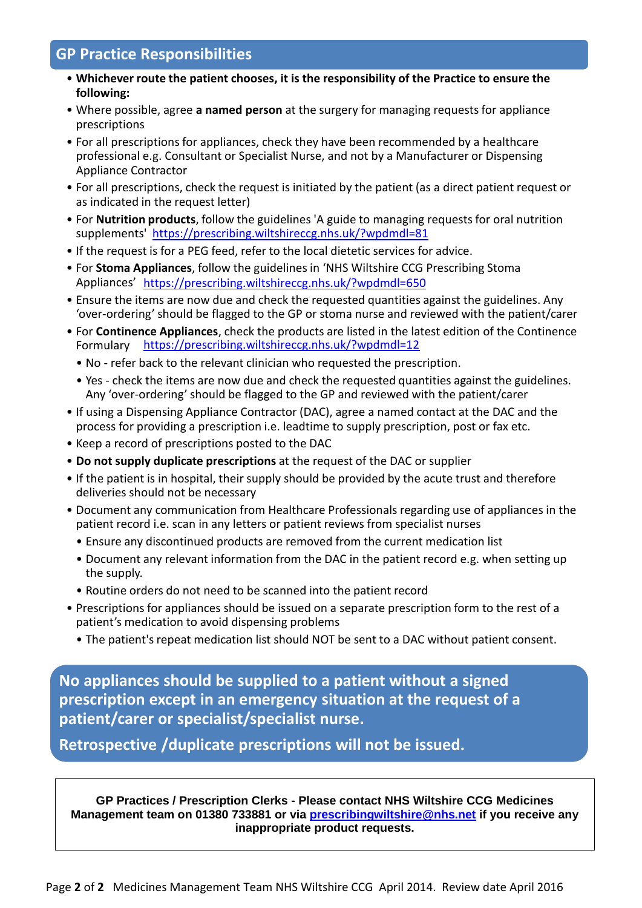## GP Practice Responsibilities

- **Whichever route the patient chooses, it is the responsibility of the Practice to ensure the following:**
- Where possible, agree **a named person** at the surgery for managing requests for appliance prescriptions
- For all prescriptions for appliances, check they have been recommended by a healthcare professional e.g. Consultant or Specialist Nurse, and not by a Manufacturer or Dispensing Appliance Contractor
- For all prescriptions, check the request is initiated by the patient (as a direct patient request or as indicated in the request letter)
- For **Nutrition products**, follow the guidelines 'A guide to managing requests for oral nutrition supplements' https://prescribing.wiltshireccg.nhs.uk/?wpdmdl=81
- If the request is for a PEG feed, refer to the local dietetic services for advice.
- For **Stoma Appliances**, follow the guidelines in 'NHS Wiltshire CCG Prescribing Stoma Appliances' https://prescribing.wiltshireccg.nhs.uk/?wpdmdl=650
- Ensure the items are now due and check the requested quantities against the guidelines. Any 'over-ordering' should be flagged to the GP or stoma nurse and reviewed with the patient/carer
- For **Continence Appliances**, check the products are listed in the latest edition of the Continence Formulary https://prescribing.wiltshireccg.nhs.uk/?wpdmdl=12
  - No - refer back to the relevant clinician who requested the prescription.
  - Yes - check the items are now due and check the requested quantities against the guidelines. Any 'over-ordering' should be flagged to the GP and reviewed with the patient/carer
- If using a Dispensing Appliance Contractor (DAC), agree a named contact at the DAC and the process for providing a prescription i.e. leadtime to supply prescription, post or fax etc.
- Keep a record of prescriptions posted to the DAC
- **Do not supply duplicate prescriptions** at the request of the DAC or supplier
- If the patient is in hospital, their supply should be provided by the acute trust and therefore deliveries should not be necessary
- Document any communication from Healthcare Professionals regarding use of appliances in the patient record i.e. scan in any letters or patient reviews from specialist nurses
  - Ensure any discontinued products are removed from the current medication list
  - Document any relevant information from the DAC in the patient record e.g. when setting up the supply.
  - Routine orders do not need to be scanned into the patient record
- Prescriptions for appliances should be issued on a separate prescription form to the rest of a patient's medication to avoid dispensing problems
  - The patient's repeat medication list should NOT be sent to a DAC without patient consent.

**No appliances should be supplied to a patient without a signed prescription except in an emergency situation at the request of a patient/carer or specialist/specialist nurse.**

**Retrospective /duplicate prescriptions will not be issued.**

**GP Practices / Prescription Clerks - Please contact NHS Wiltshire CCG Medicines Management team on 01380 733881 or via prescribingwiltshire@nhs.net if you receive any inappropriate product requests.**

Medicines Management Team NHS Wiltshire CCG April 2014. Review date April 2016